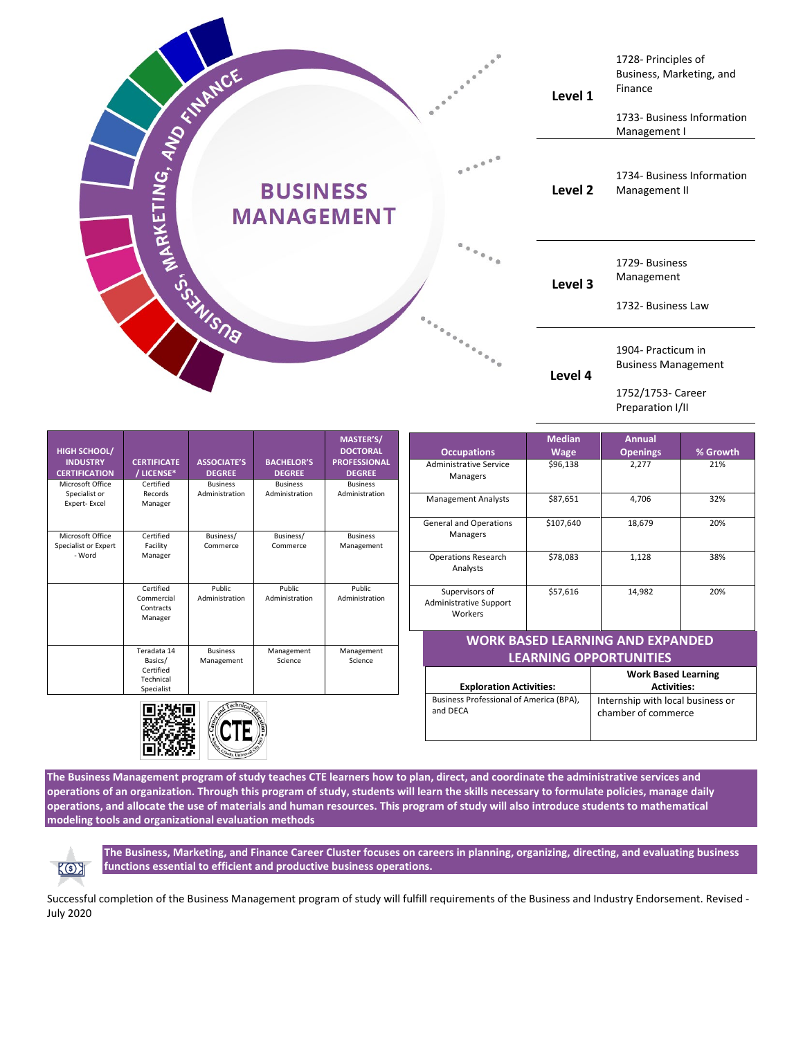BUSINESS, MARKETING, AND FINANCE

# BUSINESS MANAGEMENT

| | |
|---|---|
| **Level 1** | 1728- Principles of Business, Marketing, and Finance<br><br>1733- Business Information Management I |
| **Level 2** | 1734- Business Information Management II |
| **Level 3** | 1729- Business Management<br><br>1732- Business Law |
| **Level 4** | 1904- Practicum in Business Management<br><br>1752/1753- Career Preparation I/II |

| HIGH SCHOOL/ INDUSTRY CERTIFICATION | CERTIFICATE / LICENSE* | ASSOCIATE'S DEGREE | BACHELOR'S DEGREE | MASTER'S/ DOCTORAL PROFESSIONAL DEGREE |
|---|---|---|---|---|
| Microsoft Office Specialist or Expert- Excel | Certified Records Manager | Business Administration | Business Administration | Business Administration |
| Microsoft Office Specialist or Expert - Word | Certified Facility Manager | Business/ Commerce | Business/ Commerce | Business Management |
| | Certified Commercial Contracts Manager | Public Administration | Public Administration | Public Administration |
| | Teradata 14 Basics/ Certified Technical Specialist | Business Management | Management Science | Management Science |

| Occupations | Median Wage | Annual Openings | % Growth |
|---|---|---|---|
| Administrative Service Managers | $96,138 | 2,277 | 21% |
| Management Analysts | $87,651 | 4,706 | 32% |
| General and Operations Managers | $107,640 | 18,679 | 20% |
| Operations Research Analysts | $78,083 | 1,128 | 38% |
| Supervisors of Administrative Support Workers | $57,616 | 14,982 | 20% |

## WORK BASED LEARNING AND EXPANDED LEARNING OPPORTUNITIES

| Exploration Activities: | Work Based Learning Activities: |
|---|---|
| Business Professional of America (BPA), and DECA | Internship with local business or chamber of commerce |

**The Business Management program of study teaches CTE learners how to plan, direct, and coordinate the administrative services and operations of an organization. Through this program of study, students will learn the skills necessary to formulate policies, manage daily operations, and allocate the use of materials and human resources. This program of study will also introduce students to mathematical modeling tools and organizational evaluation methods**

**The Business, Marketing, and Finance Career Cluster focuses on careers in planning, organizing, directing, and evaluating business functions essential to efficient and productive business operations.**

Successful completion of the Business Management program of study will fulfill requirements of the Business and Industry Endorsement. Revised - July 2020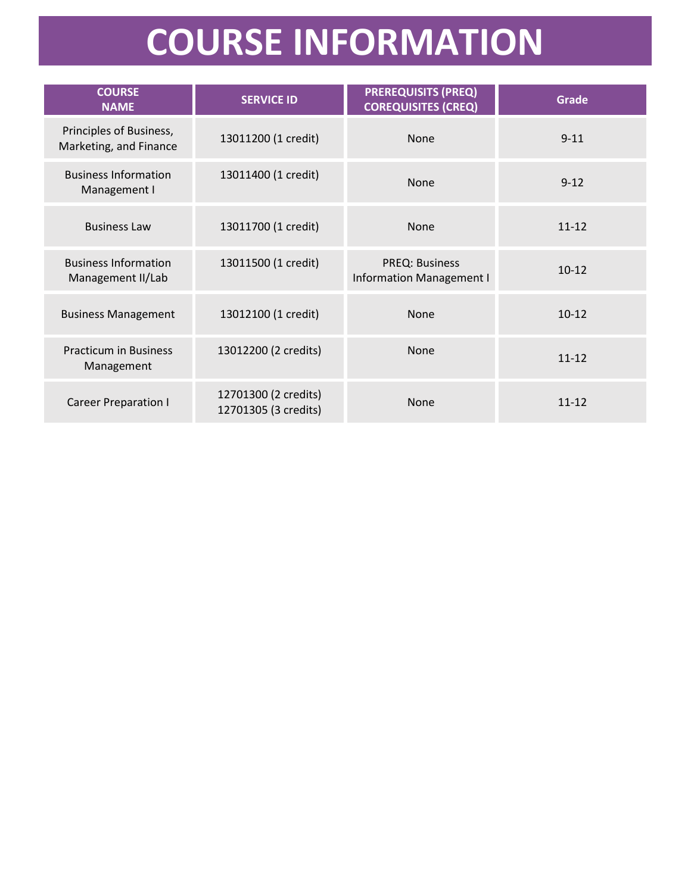# COURSE INFORMATION

| COURSE NAME | SERVICE ID | PREREQUISITS (PREQ) COREQUISITES (CREQ) | Grade |
| --- | --- | --- | --- |
| Principles of Business, Marketing, and Finance | 13011200 (1 credit) | None | 9-11 |
| Business Information Management I | 13011400 (1 credit) | None | 9-12 |
| Business Law | 13011700 (1 credit) | None | 11-12 |
| Business Information Management II/Lab | 13011500 (1 credit) | PREQ: Business Information Management I | 10-12 |
| Business Management | 13012100 (1 credit) | None | 10-12 |
| Practicum in Business Management | 13012200 (2 credits) | None | 11-12 |
| Career Preparation I | 12701300 (2 credits) 12701305 (3 credits) | None | 11-12 |